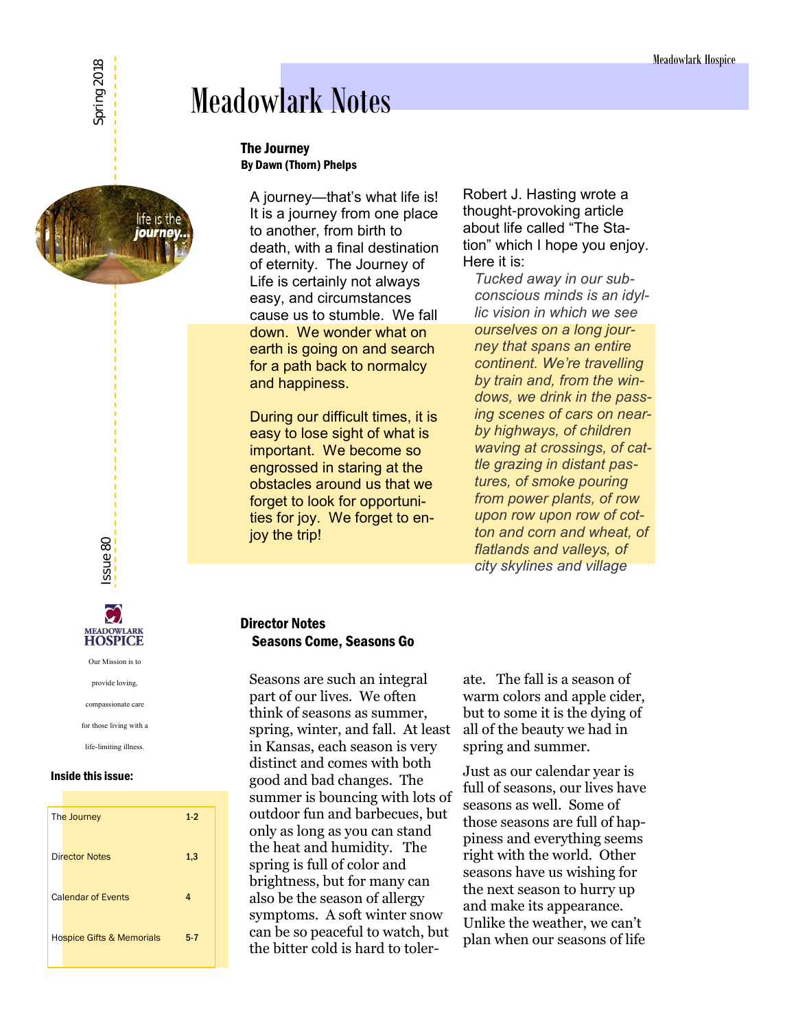# Meadowlark Notes

Spring 2018

Issue 80

## The Journey

**By Dawn (Thorn) Phelps**

A journey—that's what life is! It is a journey from one place to another, from birth to death, with a final destination of eternity. The Journey of Life is certainly not always easy, and circumstances cause us to stumble. We fall down. We wonder what on earth is going on and search for a path back to normalcy and happiness.

During our difficult times, it is easy to lose sight of what is important. We become so engrossed in staring at the obstacles around us that we forget to look for opportunities for joy. We forget to enjoy the trip!

Robert J. Hasting wrote a thought-provoking article about life called "The Station" which I hope you enjoy. Here it is:

*Tucked away in our subconscious minds is an idyllic vision in which we see ourselves on a long journey that spans an entire continent. We're travelling by train and, from the windows, we drink in the passing scenes of cars on nearby highways, of children waving at crossings, of cattle grazing in distant pastures, of smoke pouring from power plants, of row upon row upon row of cotton and corn and wheat, of flatlands and valleys, of city skylines and village*

## Director Notes

### Seasons Come, Seasons Go

Seasons are such an integral part of our lives. We often think of seasons as summer, spring, winter, and fall. At least in Kansas, each season is very distinct and comes with both good and bad changes. The summer is bouncing with lots of outdoor fun and barbecues, but only as long as you can stand the heat and humidity. The spring is full of color and brightness, but for many can also be the season of allergy symptoms. A soft winter snow can be so peaceful to watch, but the bitter cold is hard to tolerate. The fall is a season of warm colors and apple cider, but to some it is the dying of all of the beauty we had in spring and summer.

Just as our calendar year is full of seasons, our lives have seasons as well. Some of those seasons are full of happiness and everything seems right with the world. Other seasons have us wishing for the next season to hurry up and make its appearance. Unlike the weather, we can't plan when our seasons of life

MEADOWLARK HOSPICE

Our Mission is to provide loving, compassionate care for those living with a life-limiting illness.

**Inside this issue:**

| | |
|---|---|
| The Journey | 1-2 |
| Director Notes | 1,3 |
| Calendar of Events | 4 |
| Hospice Gifts & Memorials | 5-7 |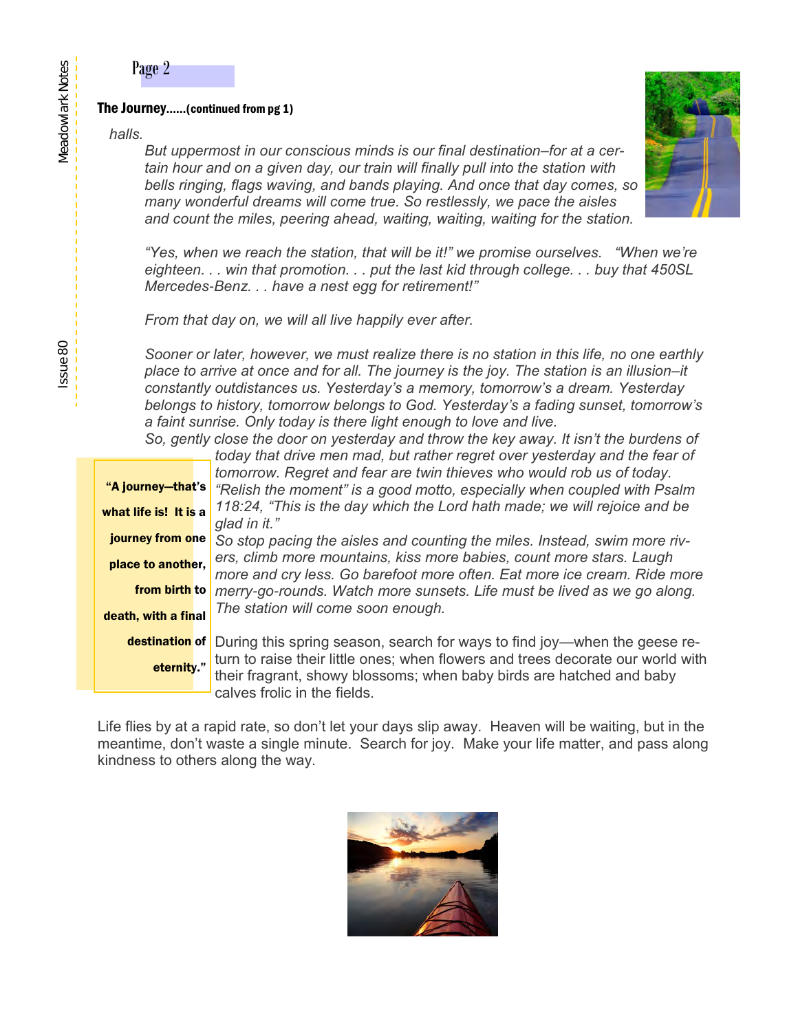### The Journey……(continued from pg 1)

*halls.*

*But uppermost in our conscious minds is our final destination–for at a certain hour and on a given day, our train will finally pull into the station with bells ringing, flags waving, and bands playing. And once that day comes, so many wonderful dreams will come true. So restlessly, we pace the aisles and count the miles, peering ahead, waiting, waiting, waiting for the station.*

*"Yes, when we reach the station, that will be it!" we promise ourselves. "When we're eighteen. . . win that promotion. . . put the last kid through college. . . buy that 450SL Mercedes-Benz. . . have a nest egg for retirement!"*

*From that day on, we will all live happily ever after.*

*Sooner or later, however, we must realize there is no station in this life, no one earthly place to arrive at once and for all. The journey is the joy. The station is an illusion–it constantly outdistances us. Yesterday's a memory, tomorrow's a dream. Yesterday belongs to history, tomorrow belongs to God. Yesterday's a fading sunset, tomorrow's a faint sunrise. Only today is there light enough to love and live.*

*So, gently close the door on yesterday and throw the key away. It isn't the burdens of today that drive men mad, but rather regret over yesterday and the fear of tomorrow. Regret and fear are twin thieves who would rob us of today.*

*"Relish the moment" is a good motto, especially when coupled with Psalm 118:24, "This is the day which the Lord hath made; we will rejoice and be glad in it."*

*So stop pacing the aisles and counting the miles. Instead, swim more rivers, climb more mountains, kiss more babies, count more stars. Laugh more and cry less. Go barefoot more often. Eat more ice cream. Ride more merry-go-rounds. Watch more sunsets. Life must be lived as we go along. The station will come soon enough.*

**"A journey—that's what life is! It is a journey from one place to another, from birth to death, with a final destination of eternity."**

During this spring season, search for ways to find joy—when the geese return to raise their little ones; when flowers and trees decorate our world with their fragrant, showy blossoms; when baby birds are hatched and baby calves frolic in the fields.

Life flies by at a rapid rate, so don't let your days slip away. Heaven will be waiting, but in the meantime, don't waste a single minute. Search for joy. Make your life matter, and pass along kindness to others along the way.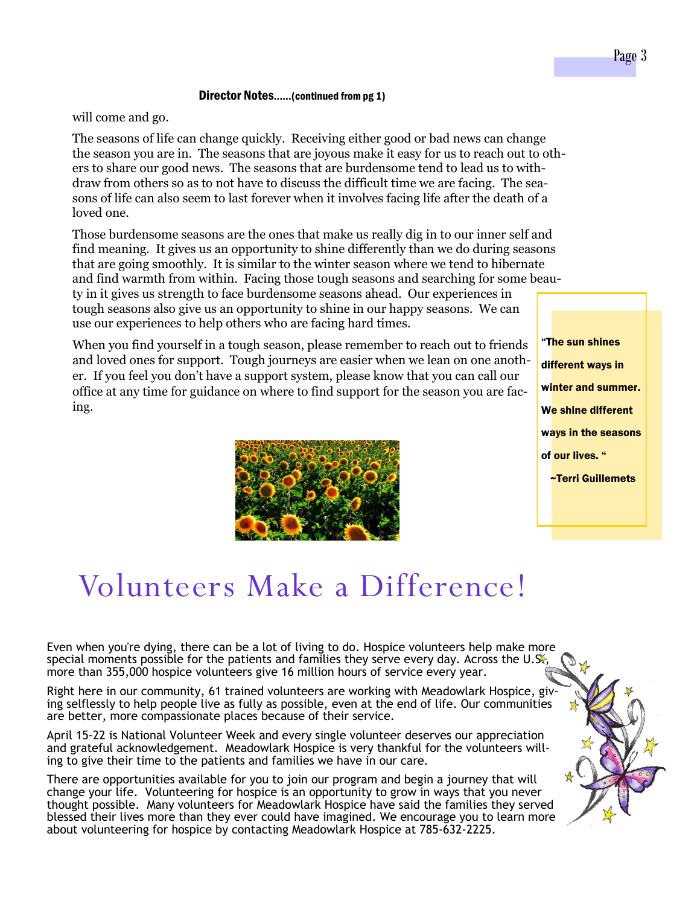**Director Notes……(continued from pg 1)**

will come and go.

The seasons of life can change quickly. Receiving either good or bad news can change the season you are in. The seasons that are joyous make it easy for us to reach out to others to share our good news. The seasons that are burdensome tend to lead us to withdraw from others so as to not have to discuss the difficult time we are facing. The seasons of life can also seem to last forever when it involves facing life after the death of a loved one.

Those burdensome seasons are the ones that make us really dig in to our inner self and find meaning. It gives us an opportunity to shine differently than we do during seasons that are going smoothly. It is similar to the winter season where we tend to hibernate and find warmth from within. Facing those tough seasons and searching for some beauty in it gives us strength to face burdensome seasons ahead. Our experiences in tough seasons also give us an opportunity to shine in our happy seasons. We can use our experiences to help others who are facing hard times.

When you find yourself in a tough season, please remember to reach out to friends and loved ones for support. Tough journeys are easier when we lean on one another. If you feel you don't have a support system, please know that you can call our office at any time for guidance on where to find support for the season you are facing.

> **"The sun shines different ways in winter and summer. We shine different ways in the seasons of our lives. "**
>
> **~Terri Guillemets**

# Volunteers Make a Difference!

Even when you're dying, there can be a lot of living to do. Hospice volunteers help make more special moments possible for the patients and families they serve every day. Across the U.S., more than 355,000 hospice volunteers give 16 million hours of service every year.

Right here in our community, 61 trained volunteers are working with Meadowlark Hospice, giving selflessly to help people live as fully as possible, even at the end of life. Our communities are better, more compassionate places because of their service.

April 15-22 is National Volunteer Week and every single volunteer deserves our appreciation and grateful acknowledgement. Meadowlark Hospice is very thankful for the volunteers willing to give their time to the patients and families we have in our care.

There are opportunities available for you to join our program and begin a journey that will change your life. Volunteering for hospice is an opportunity to grow in ways that you never thought possible. Many volunteers for Meadowlark Hospice have said the families they served blessed their lives more than they ever could have imagined. We encourage you to learn more about volunteering for hospice by contacting Meadowlark Hospice at 785-632-2225.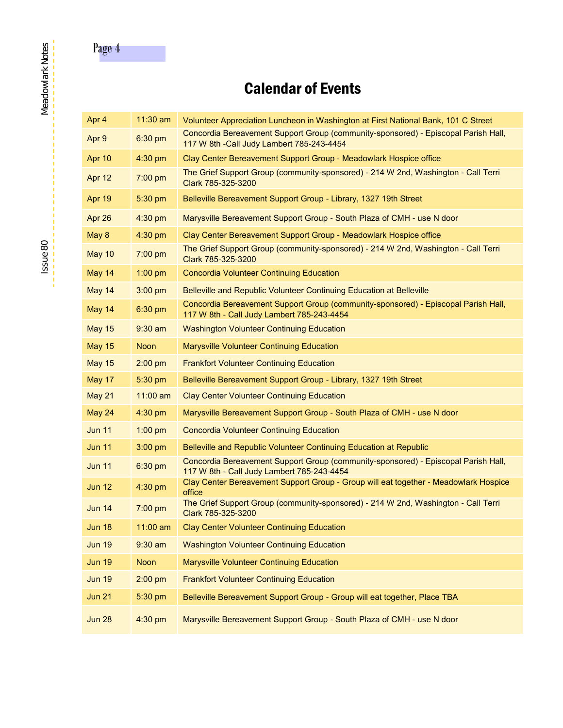# Calendar of Events

| | | |
|---|---|---|
| Apr 4 | 11:30 am | Volunteer Appreciation Luncheon in Washington at First National Bank, 101 C Street |
| Apr 9 | 6:30 pm | Concordia Bereavement Support Group (community-sponsored) - Episcopal Parish Hall, 117 W 8th -Call Judy Lambert 785-243-4454 |
| Apr 10 | 4:30 pm | Clay Center Bereavement Support Group - Meadowlark Hospice office |
| Apr 12 | 7:00 pm | The Grief Support Group (community-sponsored) - 214 W 2nd, Washington - Call Terri Clark 785-325-3200 |
| Apr 19 | 5:30 pm | Belleville Bereavement Support Group - Library, 1327 19th Street |
| Apr 26 | 4:30 pm | Marysville Bereavement Support Group - South Plaza of CMH - use N door |
| May 8 | 4:30 pm | Clay Center Bereavement Support Group - Meadowlark Hospice office |
| May 10 | 7:00 pm | The Grief Support Group (community-sponsored) - 214 W 2nd, Washington - Call Terri Clark 785-325-3200 |
| May 14 | 1:00 pm | Concordia Volunteer Continuing Education |
| May 14 | 3:00 pm | Belleville and Republic Volunteer Continuing Education at Belleville |
| May 14 | 6:30 pm | Concordia Bereavement Support Group (community-sponsored) - Episcopal Parish Hall, 117 W 8th - Call Judy Lambert 785-243-4454 |
| May 15 | 9:30 am | Washington Volunteer Continuing Education |
| May 15 | Noon | Marysville Volunteer Continuing Education |
| May 15 | 2:00 pm | Frankfort Volunteer Continuing Education |
| May 17 | 5:30 pm | Belleville Bereavement Support Group - Library, 1327 19th Street |
| May 21 | 11:00 am | Clay Center Volunteer Continuing Education |
| May 24 | 4:30 pm | Marysville Bereavement Support Group - South Plaza of CMH - use N door |
| Jun 11 | 1:00 pm | Concordia Volunteer Continuing Education |
| Jun 11 | 3:00 pm | Belleville and Republic Volunteer Continuing Education at Republic |
| Jun 11 | 6:30 pm | Concordia Bereavement Support Group (community-sponsored) - Episcopal Parish Hall, 117 W 8th - Call Judy Lambert 785-243-4454 |
| Jun 12 | 4:30 pm | Clay Center Bereavement Support Group - Group will eat together - Meadowlark Hospice office |
| Jun 14 | 7:00 pm | The Grief Support Group (community-sponsored) - 214 W 2nd, Washington - Call Terri Clark 785-325-3200 |
| Jun 18 | 11:00 am | Clay Center Volunteer Continuing Education |
| Jun 19 | 9:30 am | Washington Volunteer Continuing Education |
| Jun 19 | Noon | Marysville Volunteer Continuing Education |
| Jun 19 | 2:00 pm | Frankfort Volunteer Continuing Education |
| Jun 21 | 5:30 pm | Belleville Bereavement Support Group - Group will eat together, Place TBA |
| Jun 28 | 4:30 pm | Marysville Bereavement Support Group - South Plaza of CMH - use N door |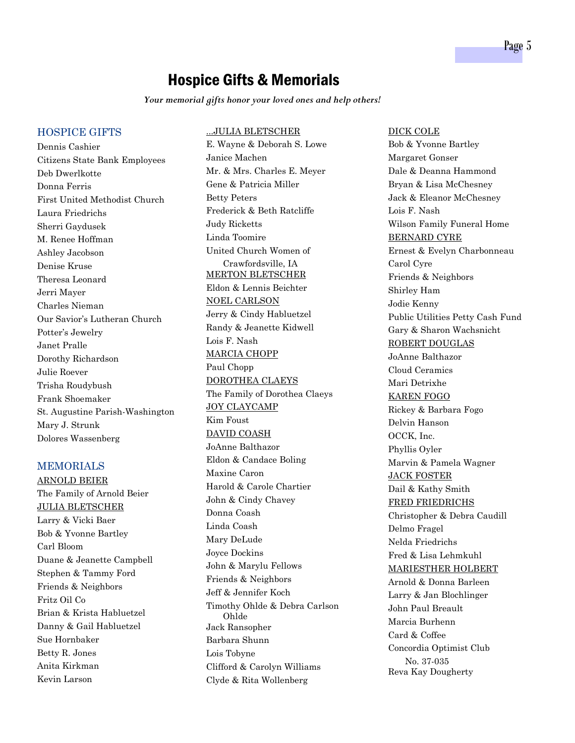# Hospice Gifts & Memorials

***Your memorial gifts honor your loved ones and help others!***

## HOSPICE GIFTS

Dennis Cashier
Citizens State Bank Employees
Deb Dwerlkotte
Donna Ferris
First United Methodist Church
Laura Friedrichs
Sherri Gaydusek
M. Renee Hoffman
Ashley Jacobson
Denise Kruse
Theresa Leonard
Jerri Mayer
Charles Nieman
Our Savior's Lutheran Church
Potter's Jewelry
Janet Pralle
Dorothy Richardson
Julie Roever
Trisha Roudybush
Frank Shoemaker
St. Augustine Parish-Washington
Mary J. Strunk
Dolores Wassenberg

## MEMORIALS

ARNOLD BEIER
The Family of Arnold Beier

JULIA BLETSCHER
Larry & Vicki Baer
Bob & Yvonne Bartley
Carl Bloom
Duane & Jeanette Campbell
Stephen & Tammy Ford
Friends & Neighbors
Fritz Oil Co
Brian & Krista Habluetzel
Danny & Gail Habluetzel
Sue Hornbaker
Betty R. Jones
Anita Kirkman
Kevin Larson

...JULIA BLETSCHER
E. Wayne & Deborah S. Lowe
Janice Machen
Mr. & Mrs. Charles E. Meyer
Gene & Patricia Miller
Betty Peters
Frederick & Beth Ratcliffe
Judy Ricketts
Linda Toomire
United Church Women of Crawfordsville, IA

MERTON BLETSCHER
Eldon & Lennis Beichter

NOEL CARLSON
Jerry & Cindy Habluetzel
Randy & Jeanette Kidwell
Lois F. Nash

MARCIA CHOPP
Paul Chopp

DOROTHEA CLAEYS
The Family of Dorothea Claeys

JOY CLAYCAMP
Kim Foust

DAVID COASH
JoAnne Balthazor
Eldon & Candace Boling
Maxine Caron
Harold & Carole Chartier
John & Cindy Chavey
Donna Coash
Linda Coash
Mary DeLude
Joyce Dockins
John & Marylu Fellows
Friends & Neighbors
Jeff & Jennifer Koch
Timothy Ohlde & Debra Carlson Ohlde
Jack Ransopher
Barbara Shunn
Lois Tobyne
Clifford & Carolyn Williams
Clyde & Rita Wollenberg

DICK COLE
Bob & Yvonne Bartley
Margaret Gonser
Dale & Deanna Hammond
Bryan & Lisa McChesney
Jack & Eleanor McChesney
Lois F. Nash
Wilson Family Funeral Home

BERNARD CYRE
Ernest & Evelyn Charbonneau
Carol Cyre
Friends & Neighbors
Shirley Ham
Jodie Kenny
Public Utilities Petty Cash Fund
Gary & Sharon Wachsnicht

ROBERT DOUGLAS
JoAnne Balthazor
Cloud Ceramics
Mari Detrixhe

KAREN FOGO
Rickey & Barbara Fogo
Delvin Hanson
OCCK, Inc.
Phyllis Oyler
Marvin & Pamela Wagner

JACK FOSTER
Dail & Kathy Smith

FRED FRIEDRICHS
Christopher & Debra Caudill
Delmo Fragel
Nelda Friedrichs
Fred & Lisa Lehmkuhl

MARIESTHER HOLBERT
Arnold & Donna Barleen
Larry & Jan Blochlinger
John Paul Breault
Marcia Burhenn
Card & Coffee
Concordia Optimist Club No. 37-035
Reva Kay Dougherty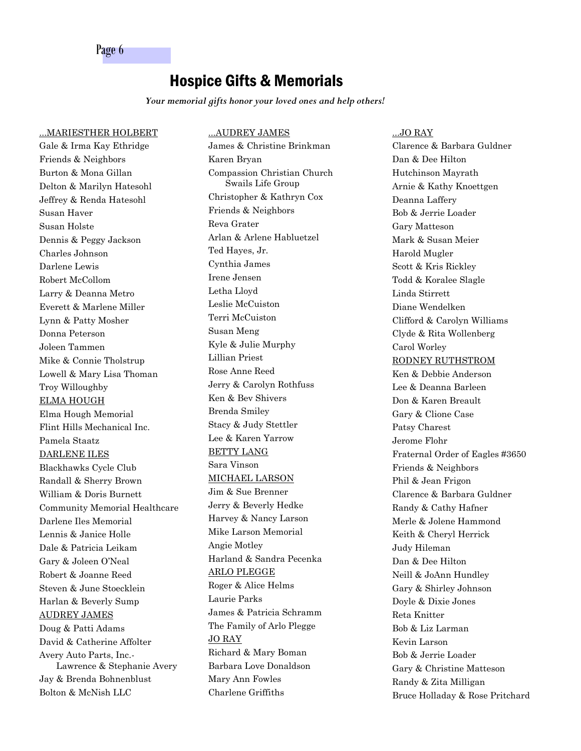# Hospice Gifts & Memorials

***Your memorial gifts honor your loved ones and help others!***

...MARIESTHER HOLBERT
Gale & Irma Kay Ethridge
Friends & Neighbors
Burton & Mona Gillan
Delton & Marilyn Hatesohl
Jeffrey & Renda Hatesohl
Susan Haver
Susan Holste
Dennis & Peggy Jackson
Charles Johnson
Darlene Lewis
Robert McCollom
Larry & Deanna Metro
Everett & Marlene Miller
Lynn & Patty Mosher
Donna Peterson
Joleen Tammen
Mike & Connie Tholstrup
Lowell & Mary Lisa Thoman
Troy Willoughby

ELMA HOUGH
Elma Hough Memorial
Flint Hills Mechanical Inc.
Pamela Staatz

DARLENE ILES
Blackhawks Cycle Club
Randall & Sherry Brown
William & Doris Burnett
Community Memorial Healthcare
Darlene Iles Memorial
Lennis & Janice Holle
Dale & Patricia Leikam
Gary & Joleen O'Neal
Robert & Joanne Reed
Steven & June Stoecklein
Harlan & Beverly Sump

AUDREY JAMES
Doug & Patti Adams
David & Catherine Affolter
Avery Auto Parts, Inc.- Lawrence & Stephanie Avery
Jay & Brenda Bohnenblust
Bolton & McNish LLC

...AUDREY JAMES
James & Christine Brinkman
Karen Bryan
Compassion Christian Church Swails Life Group
Christopher & Kathryn Cox
Friends & Neighbors
Reva Grater
Arlan & Arlene Habluetzel
Ted Hayes, Jr.
Cynthia James
Irene Jensen
Letha Lloyd
Leslie McCuiston
Terri McCuiston
Susan Meng
Kyle & Julie Murphy
Lillian Priest
Rose Anne Reed
Jerry & Carolyn Rothfuss
Ken & Bev Shivers
Brenda Smiley
Stacy & Judy Stettler
Lee & Karen Yarrow

BETTY LANG
Sara Vinson

MICHAEL LARSON
Jim & Sue Brenner
Jerry & Beverly Hedke
Harvey & Nancy Larson
Mike Larson Memorial
Angie Motley
Harland & Sandra Pecenka

ARLO PLEGGE
Roger & Alice Helms
Laurie Parks
James & Patricia Schramm
The Family of Arlo Plegge

JO RAY
Richard & Mary Boman
Barbara Love Donaldson
Mary Ann Fowles
Charlene Griffiths

...JO RAY
Clarence & Barbara Guldner
Dan & Dee Hilton
Hutchinson Mayrath
Arnie & Kathy Knoettgen
Deanna Laffery
Bob & Jerrie Loader
Gary Matteson
Mark & Susan Meier
Harold Mugler
Scott & Kris Rickley
Todd & Koralee Slagle
Linda Stirrett
Diane Wendelken
Clifford & Carolyn Williams
Clyde & Rita Wollenberg
Carol Worley

RODNEY RUTHSTROM
Ken & Debbie Anderson
Lee & Deanna Barleen
Don & Karen Breault
Gary & Clione Case
Patsy Charest
Jerome Flohr
Fraternal Order of Eagles #3650
Friends & Neighbors
Phil & Jean Frigon
Clarence & Barbara Guldner
Randy & Cathy Hafner
Merle & Jolene Hammond
Keith & Cheryl Herrick
Judy Hileman
Dan & Dee Hilton
Neill & JoAnn Hundley
Gary & Shirley Johnson
Doyle & Dixie Jones
Reta Knitter
Bob & Liz Larman
Kevin Larson
Bob & Jerrie Loader
Gary & Christine Matteson
Randy & Zita Milligan
Bruce Holladay & Rose Pritchard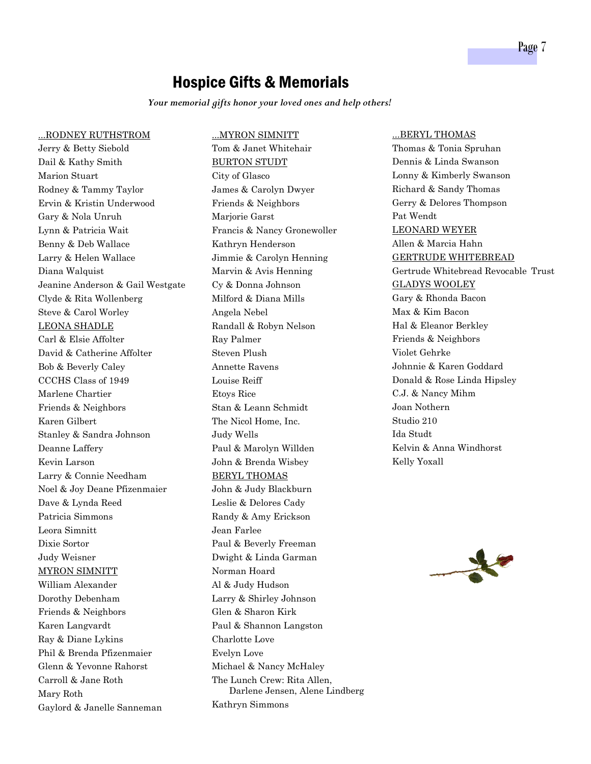# Hospice Gifts & Memorials

***Your memorial gifts honor your loved ones and help others!***

...RODNEY RUTHSTROM

Jerry & Betty Siebold
Dail & Kathy Smith
Marion Stuart
Rodney & Tammy Taylor
Ervin & Kristin Underwood
Gary & Nola Unruh
Lynn & Patricia Wait
Benny & Deb Wallace
Larry & Helen Wallace
Diana Walquist
Jeanine Anderson & Gail Westgate
Clyde & Rita Wollenberg
Steve & Carol Worley

LEONA SHADLE

Carl & Elsie Affolter
David & Catherine Affolter
Bob & Beverly Caley
CCCHS Class of 1949
Marlene Chartier
Friends & Neighbors
Karen Gilbert
Stanley & Sandra Johnson
Deanne Laffery
Kevin Larson
Larry & Connie Needham
Noel & Joy Deane Pfizenmaier
Dave & Lynda Reed
Patricia Simmons
Leora Simnitt
Dixie Sortor
Judy Weisner

MYRON SIMNITT

William Alexander
Dorothy Debenham
Friends & Neighbors
Karen Langvardt
Ray & Diane Lykins
Phil & Brenda Pfizenmaier
Glenn & Yevonne Rahorst
Carroll & Jane Roth
Mary Roth
Gaylord & Janelle Sanneman

...MYRON SIMNITT

Tom & Janet Whitehair

BURTON STUDT

City of Glasco
James & Carolyn Dwyer
Friends & Neighbors
Marjorie Garst
Francis & Nancy Gronewoller
Kathryn Henderson
Jimmie & Carolyn Henning
Marvin & Avis Henning
Cy & Donna Johnson
Milford & Diana Mills
Angela Nebel
Randall & Robyn Nelson
Ray Palmer
Steven Plush
Annette Ravens
Louise Reiff
Etoys Rice
Stan & Leann Schmidt
The Nicol Home, Inc.
Judy Wells
Paul & Marolyn Willden
John & Brenda Wisbey

BERYL THOMAS

John & Judy Blackburn
Leslie & Delores Cady
Randy & Amy Erickson
Jean Farlee
Paul & Beverly Freeman
Dwight & Linda Garman
Norman Hoard
Al & Judy Hudson
Larry & Shirley Johnson
Glen & Sharon Kirk
Paul & Shannon Langston
Charlotte Love
Evelyn Love
Michael & Nancy McHaley
The Lunch Crew: Rita Allen, Darlene Jensen, Alene Lindberg
Kathryn Simmons

...BERYL THOMAS

Thomas & Tonia Spruhan
Dennis & Linda Swanson
Lonny & Kimberly Swanson
Richard & Sandy Thomas
Gerry & Delores Thompson
Pat Wendt

LEONARD WEYER

Allen & Marcia Hahn

GERTRUDE WHITEBREAD

Gertrude Whitebread Revocable Trust

GLADYS WOOLEY

Gary & Rhonda Bacon
Max & Kim Bacon
Hal & Eleanor Berkley
Friends & Neighbors
Violet Gehrke
Johnnie & Karen Goddard
Donald & Rose Linda Hipsley
C.J. & Nancy Mihm
Joan Nothern
Studio 210
Ida Studt
Kelvin & Anna Windhorst
Kelly Yoxall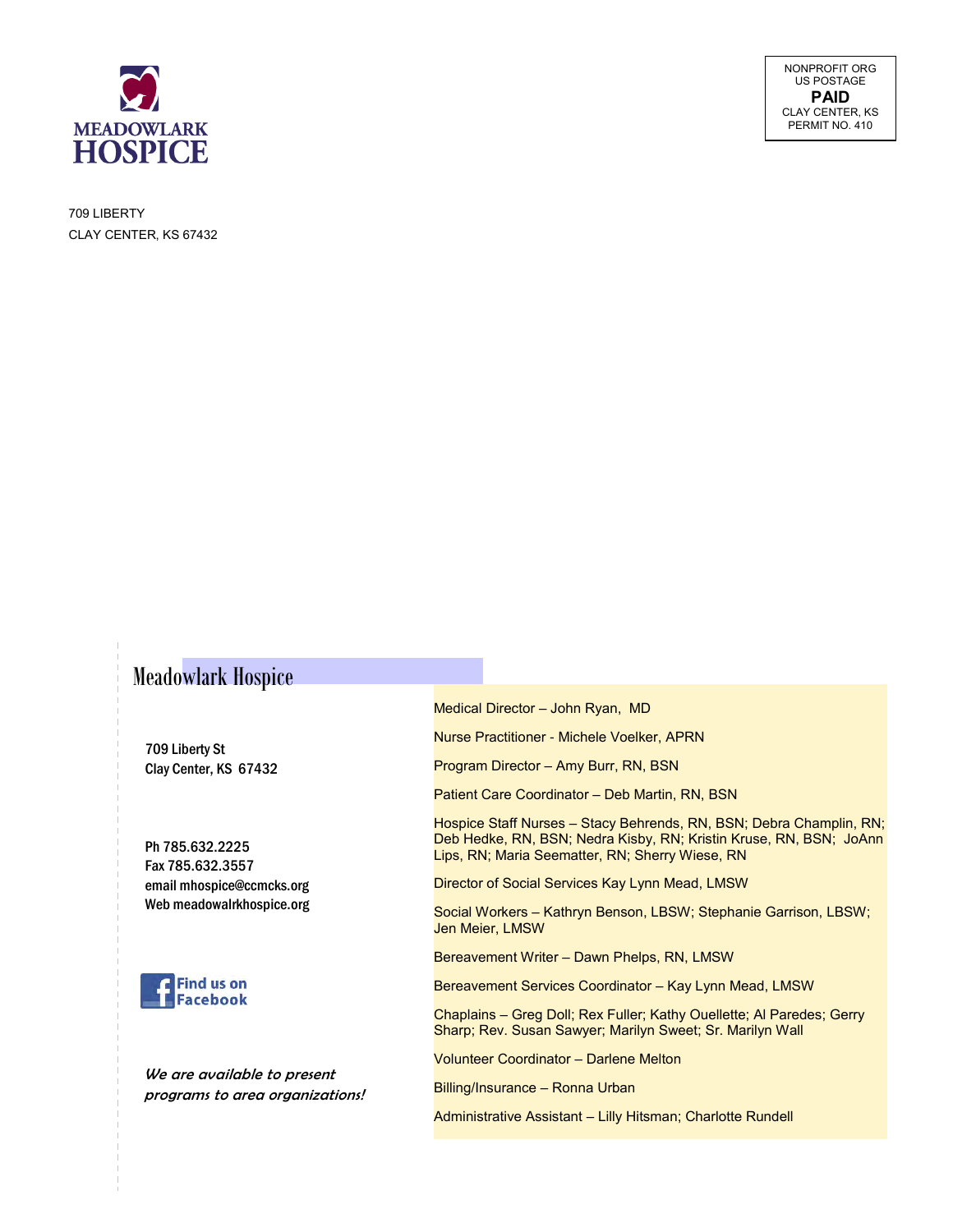MEADOWLARK HOSPICE

709 LIBERTY
CLAY CENTER, KS 67432

NONPROFIT ORG
US POSTAGE
**PAID**
CLAY CENTER, KS
PERMIT NO. 410

## Meadowlark Hospice

709 Liberty St
Clay Center, KS 67432

Ph 785.632.2225
Fax 785.632.3557
email mhospice@ccmcks.org
Web meadowalrkhospice.org

Find us on Facebook

*We are available to present programs to area organizations!*

Medical Director – John Ryan, MD

Nurse Practitioner - Michele Voelker, APRN

Program Director – Amy Burr, RN, BSN

Patient Care Coordinator – Deb Martin, RN, BSN

Hospice Staff Nurses – Stacy Behrends, RN, BSN; Debra Champlin, RN; Deb Hedke, RN, BSN; Nedra Kisby, RN; Kristin Kruse, RN, BSN; JoAnn Lips, RN; Maria Seematter, RN; Sherry Wiese, RN

Director of Social Services Kay Lynn Mead, LMSW

Social Workers – Kathryn Benson, LBSW; Stephanie Garrison, LBSW; Jen Meier, LMSW

Bereavement Writer – Dawn Phelps, RN, LMSW

Bereavement Services Coordinator – Kay Lynn Mead, LMSW

Chaplains – Greg Doll; Rex Fuller; Kathy Ouellette; Al Paredes; Gerry Sharp; Rev. Susan Sawyer; Marilyn Sweet; Sr. Marilyn Wall

Volunteer Coordinator – Darlene Melton

Billing/Insurance – Ronna Urban

Administrative Assistant – Lilly Hitsman; Charlotte Rundell